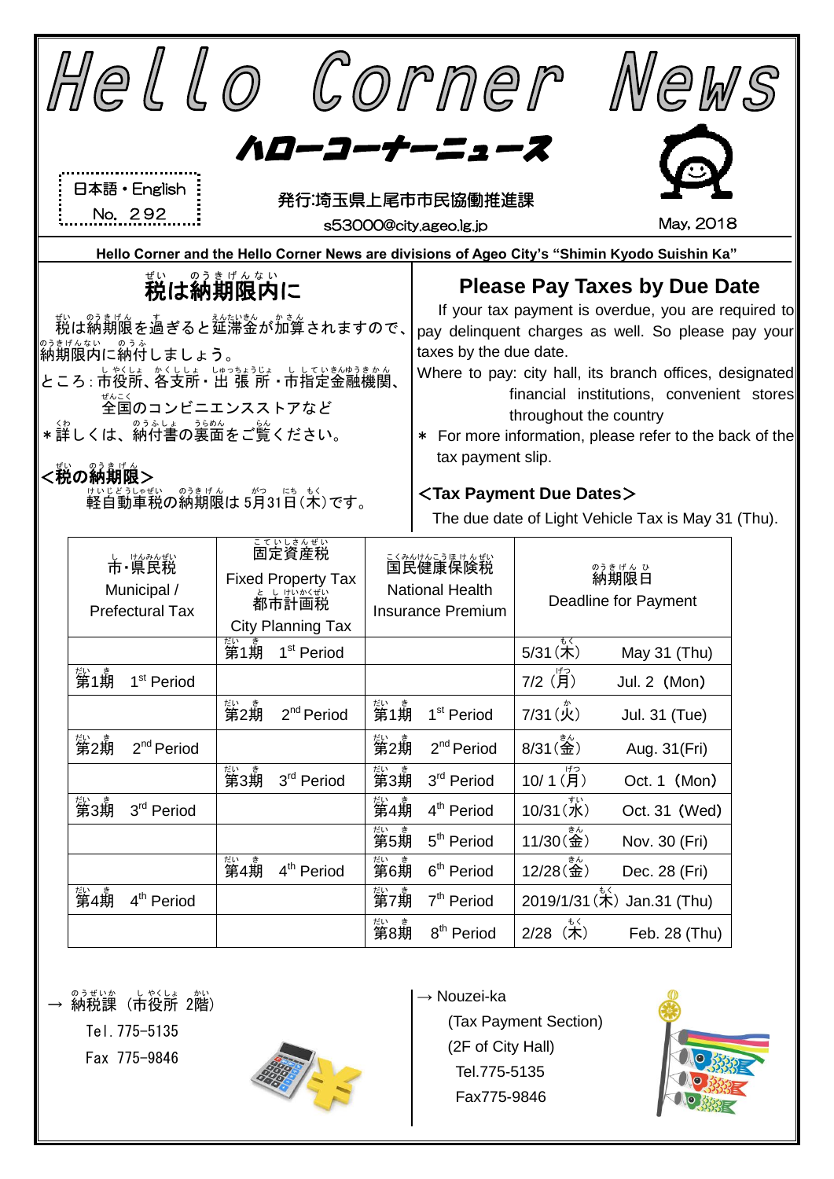# Hello Corner News

## ハローコーナーニュース

日本語・English
No. 292

発行:埼玉県上尾市市民協働推進課
s53000@city.ageo.lg.jp

May, 2018

**Hello Corner and the Hello Corner News are divisions of Ageo City's "Shimin Kyodo Suishin Ka"**

## 税は納期限内に

税は納期限を過ぎると延滞金が加算されますので、納期限内に納付しましょう。

ところ：市役所、各支所・出張所・市指定金融機関、全国のコンビニエンスストアなど

＊詳しくは、納付書の裏面をご覧ください。

### <税の納期限>

軽自動車税の納期限は5月31日(木)です。

## Please Pay Taxes by Due Date

If your tax payment is overdue, you are required to pay delinquent charges as well. So please pay your taxes by the due date.

Where to pay: city hall, its branch offices, designated financial institutions, convenient stores throughout the country

＊ For more information, please refer to the back of the tax payment slip.

### <Tax Payment Due Dates>

The due date of Light Vehicle Tax is May 31 (Thu).

| 市・県民税 Municipal / Prefectural Tax | 固定資産税 Fixed Property Tax 都市計画税 City Planning Tax | 国民健康保険税 National Health Insurance Premium | 納期限日 Deadline for Payment |
|---|---|---|---|
| | 第1期 1st Period | | 5/31(木) May 31 (Thu) |
| 第1期 1st Period | | | 7/2 (月) Jul. 2 (Mon) |
| | 第2期 2nd Period | 第1期 1st Period | 7/31(火) Jul. 31 (Tue) |
| 第2期 2nd Period | | 第2期 2nd Period | 8/31(金) Aug. 31(Fri) |
| | 第3期 3rd Period | 第3期 3rd Period | 10/1(月) Oct. 1 (Mon) |
| 第3期 3rd Period | | 第4期 4th Period | 10/31(水) Oct. 31 (Wed) |
| | | 第5期 5th Period | 11/30(金) Nov. 30 (Fri) |
| | 第4期 4th Period | 第6期 6th Period | 12/28(金) Dec. 28 (Fri) |
| 第4期 4th Period | | 第7期 7th Period | 2019/1/31(木) Jan.31 (Thu) |
| | | 第8期 8th Period | 2/28 (木) Feb. 28 (Thu) |

→ 納税課（市役所 2階）
Tel. 775-5135
Fax 775-9846

→ Nouzei-ka
(Tax Payment Section)
(2F of City Hall)
Tel.775-5135
Fax775-9846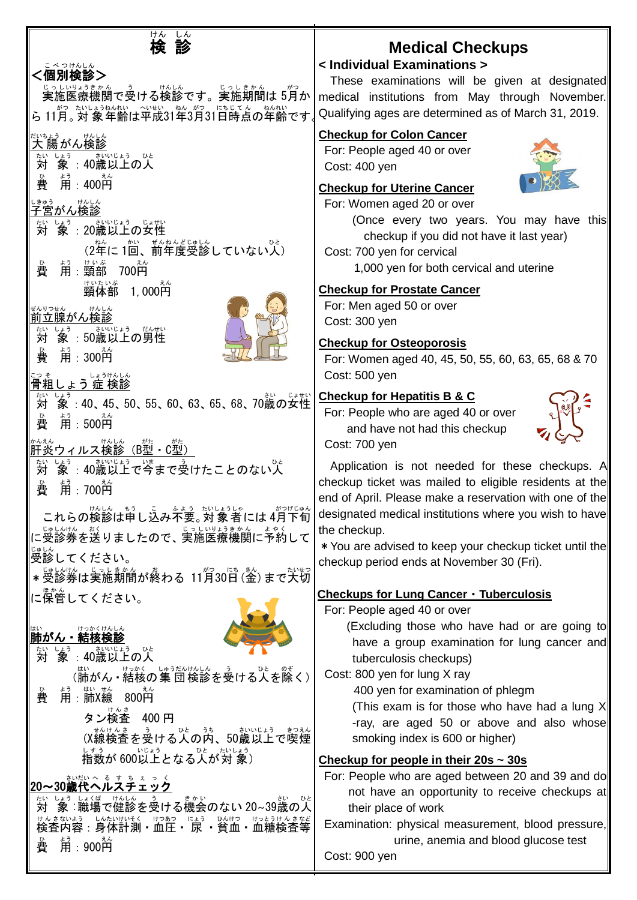# 検診

## <個別検診>

実施医療機関で受ける検診です。実施期間は 5月から 11月。対象年齢は平成31年3月31日時点の年齢です。

### 大腸がん検診

対　象：40歳以上の人

費　用：400円

### 子宮がん検診

対　象：20歳以上の女性

（2年に 1回、前年度受診していない人）

費　用：頸部　700円

頸体部　1,000円

### 前立腺がん検診

対　象：50歳以上の男性

費　用：300円

### 骨粗しょう症検診

対　象：40、45、50、55、60、63、65、68、70歳の女性

費　用：500円

### 肝炎ウィルス検診（B型・C型）

対　象：40歳以上で今まで受けたことのない人

費　用：700円

これらの検診は申し込み不要。対象者には 4月下旬に受診券を送りましたので、実施医療機関に予約して受診してください。

＊受診券は実施期間が終わる 11月30日（金）まで大切に保管してください。

### 肺がん・結核検診

対　象：40歳以上の人

（肺がん・結核の集団検診を受ける人を除く）

費　用：肺X線　800円

タン検査　400 円

（X線検査を受ける人の内、50歳以上で喫煙指数が 600以上となる人が対象）

### 20~30歳代ヘルスチェック

対　象：職場で健診を受ける機会のない 20~39歳の人

検査内容：身体計測・血圧・尿・貧血・血糖検査等

費　用：900円

# Medical Checkups

## < Individual Examinations >

These examinations will be given at designated medical institutions from May through November. Qualifying ages are determined as of March 31, 2019.

### Checkup for Colon Cancer

For: People aged 40 or over

Cost: 400 yen

### Checkup for Uterine Cancer

For: Women aged 20 or over

(Once every two years. You may have this checkup if you did not have it last year)

Cost: 700 yen for cervical

1,000 yen for both cervical and uterine

### Checkup for Prostate Cancer

For: Men aged 50 or over

Cost: 300 yen

### Checkup for Osteoporosis

For: Women aged 40, 45, 50, 55, 60, 63, 65, 68 & 70

Cost: 500 yen

### Checkup for Hepatitis B & C

For: People who are aged 40 or over and have not had this checkup

Cost: 700 yen

Application is not needed for these checkups. A checkup ticket was mailed to eligible residents at the end of April. Please make a reservation with one of the designated medical institutions where you wish to have the checkup.

＊You are advised to keep your checkup ticket until the checkup period ends at November 30 (Fri).

### Checkups for Lung Cancer・Tuberculosis

For: People aged 40 or over

(Excluding those who have had or are going to have a group examination for lung cancer and tuberculosis checkups)

Cost: 800 yen for lung X ray

400 yen for examination of phlegm

(This exam is for those who have had a lung X-ray, are aged 50 or above and also whose smoking index is 600 or higher)

### Checkup for people in their 20s ~ 30s

For: People who are aged between 20 and 39 and do not have an opportunity to receive checkups at their place of work

Examination: physical measurement, blood pressure, urine, anemia and blood glucose test

Cost: 900 yen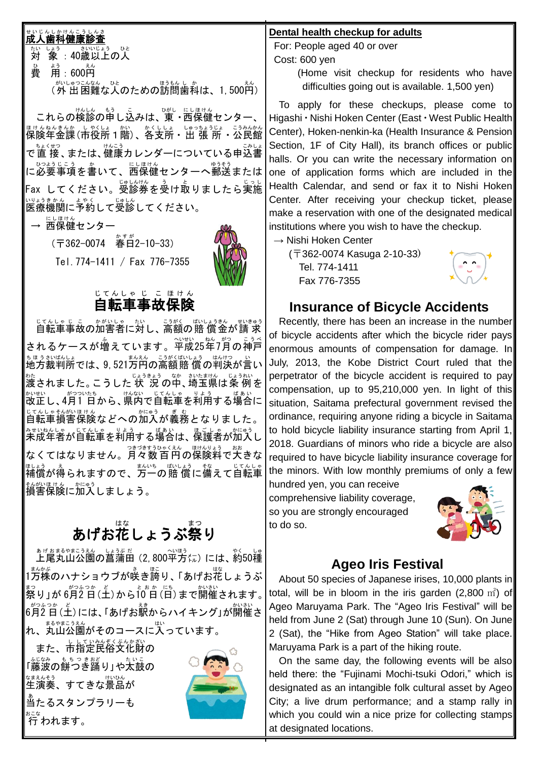## 成人歯科健康診査

対　象：40歳以上の人
費　用：600円
（外出困難な人のための訪問歯科は、1,500円）

これらの検診の申し込みは、東・西保健センター、保険年金課（市役所1階）、各支所・出張所・公民館で直接、または、健康カレンダーについている申込書に必要事項を書いて、西保健センターへ郵送またはFaxしてください。受診券を受け取りましたら実施医療機関に予約して受診してください。

→ 西保健センター
（〒362-0074　春日2-10-33）
Tel. 774-1411 / Fax 776-7355

## 自転車事故保険

自転車事故の加害者に対し、高額の賠償金が請求されるケースが増えています。平成25年7月の神戸地方裁判所では、9,521万円の高額賠償の判決が言い渡されました。こうした状況の中、埼玉県は条例を改正し、4月1日から、県内で自転車を利用する場合に自転車損害保険などへの加入が義務となりました。未成年者が自転車を利用する場合は、保護者が加入しなくてはなりません。月々数百円の保険料で大きな補償が得られますので、万一の賠償に備えて自転車損害保険に加入しましょう。

## あげお花しょうぶ祭り

上尾丸山公園の菖蒲田（2,800平方㍍）には、約50種1万株のハナショウブが咲き誇り、「あげお花しょうぶ祭り」が6月2日（土）から10日（日）まで開催されます。6月2日（土）には、「あげお駅からハイキング」が開催され、丸山公園がそのコースに入っています。

また、市指定民俗文化財の「藤波の餅つき踊り」や太鼓の生演奏、すてきな景品が当たるスタンプラリーも行われます。

## Dental health checkup for adults

For: People aged 40 or over
Cost: 600 yen
(Home visit checkup for residents who have difficulties going out is available. 1,500 yen)

To apply for these checkups, please come to Higashi・Nishi Hoken Center (East・West Public Health Center), Hoken-nenkin-ka (Health Insurance & Pension Section, 1F of City Hall), its branch offices or public halls. Or you can write the necessary information on one of application forms which are included in the Health Calendar, and send or fax it to Nishi Hoken Center. After receiving your checkup ticket, please make a reservation with one of the designated medical institutions where you wish to have the checkup.

→ Nishi Hoken Center
(〒362-0074 Kasuga 2-10-33)
Tel. 774-1411
Fax 776-7355

## Insurance of Bicycle Accidents

Recently, there has been an increase in the number of bicycle accidents after which the bicycle rider pays enormous amounts of compensation for damage. In July, 2013, the Kobe District Court ruled that the perpetrator of the bicycle accident is required to pay compensation, up to 95,210,000 yen. In light of this situation, Saitama prefectural government revised the ordinance, requiring anyone riding a bicycle in Saitama to hold bicycle liability insurance starting from April 1, 2018. Guardians of minors who ride a bicycle are also required to have bicycle liability insurance coverage for the minors. With low monthly premiums of only a few hundred yen, you can receive comprehensive liability coverage, so you are strongly encouraged to do so.

## Ageo Iris Festival

About 50 species of Japanese irises, 10,000 plants in total, will be in bloom in the iris garden (2,800 ㎡) of Ageo Maruyama Park. The "Ageo Iris Festival" will be held from June 2 (Sat) through June 10 (Sun). On June 2 (Sat), the "Hike from Ageo Station" will take place. Maruyama Park is a part of the hiking route.

On the same day, the following events will be also held there: the "Fujinami Mochi-tsuki Odori," which is designated as an intangible folk cultural asset by Ageo City; a live drum performance; and a stamp rally in which you could win a nice prize for collecting stamps at designated locations.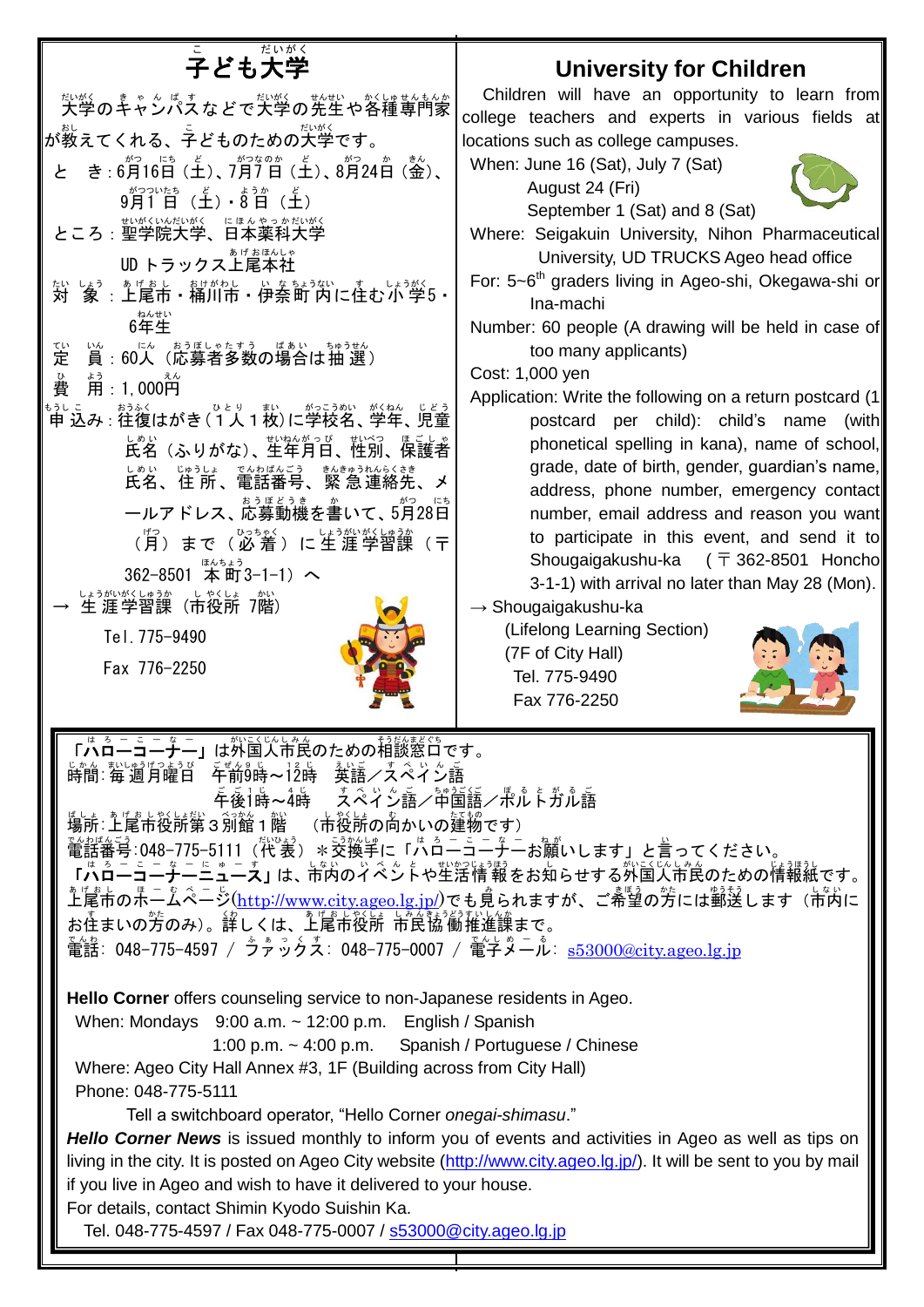## 子ども大学

大学のキャンパスなどで大学の先生や各種専門家が教えてくれる、子どものための大学です。

と　き：6月16日（土）、7月7日（土）、8月24日（金）、9月1日（土）・8日（土）

ところ：聖学院大学、日本薬科大学、UD トラックス上尾本社

対　象：上尾市・桶川市・伊奈町内に住む小学5・6年生

定　員：60人（応募者多数の場合は抽選）

費　用：1,000円

申込み：往復はがき（1人1枚）に学校名、学年、児童氏名（ふりがな）、生年月日、性別、保護者氏名、住所、電話番号、緊急連絡先、メールアドレス、応募動機を書いて、5月28日（月）まで（必着）に生涯学習課（〒362-8501 本町3-1-1）へ

→ 生涯学習課（市役所 7階）

Tel. 775-9490

Fax 776-2250

## University for Children

Children will have an opportunity to learn from college teachers and experts in various fields at locations such as college campuses.

When: June 16 (Sat), July 7 (Sat)
August 24 (Fri)
September 1 (Sat) and 8 (Sat)

Where: Seigakuin University, Nihon Pharmaceutical University, UD TRUCKS Ageo head office

For: 5~6th graders living in Ageo-shi, Okegawa-shi or Ina-machi

Number: 60 people (A drawing will be held in case of too many applicants)

Cost: 1,000 yen

Application: Write the following on a return postcard (1 postcard per child): child's name (with phonetical spelling in kana), name of school, grade, date of birth, gender, guardian's name, address, phone number, emergency contact number, email address and reason you want to participate in this event, and send it to Shougaigakushu-ka (〒362-8501 Honcho 3-1-1) with arrival no later than May 28 (Mon).

→ Shougaigakushu-ka
(Lifelong Learning Section)
(7F of City Hall)
Tel. 775-9490
Fax 776-2250

---

「ハローコーナー」は外国人市民のための相談窓口です。

時間：毎週月曜日　午前9時～12時　英語／スペイン語
　　　　　　　　　午後1時～4時　スペイン語／中国語／ポルトガル語

場所：上尾市役所第３別館１階　（市役所の向かいの建物です）

電話番号：048-775-5111（代表）＊交換手に「ハローコーナーお願いします」と言ってください。

「ハローコーナーニュース」は、市内のイベントや生活情報をお知らせする外国人市民のための情報紙です。上尾市のホームページ(http://www.city.ageo.lg.jp/)でも見られますが、ご希望の方には郵送します（市内にお住まいの方のみ）。詳しくは、上尾市役所 市民協働推進課まで。

電話：048-775-4597 / ファックス：048-775-0007 / 電子メール：s53000@city.ageo.lg.jp

**Hello Corner** offers counseling service to non-Japanese residents in Ageo.

When: Mondays　9:00 a.m. ~ 12:00 p.m.　English / Spanish
　　　　　　　　1:00 p.m. ~ 4:00 p.m.　Spanish / Portuguese / Chinese

Where: Ageo City Hall Annex #3, 1F (Building across from City Hall)

Phone: 048-775-5111

Tell a switchboard operator, "Hello Corner *onegai-shimasu*."

***Hello Corner News*** is issued monthly to inform you of events and activities in Ageo as well as tips on living in the city. It is posted on Ageo City website (http://www.city.ageo.lg.jp/). It will be sent to you by mail if you live in Ageo and wish to have it delivered to your house.

For details, contact Shimin Kyodo Suishin Ka.

Tel. 048-775-4597 / Fax 048-775-0007 / s53000@city.ageo.lg.jp